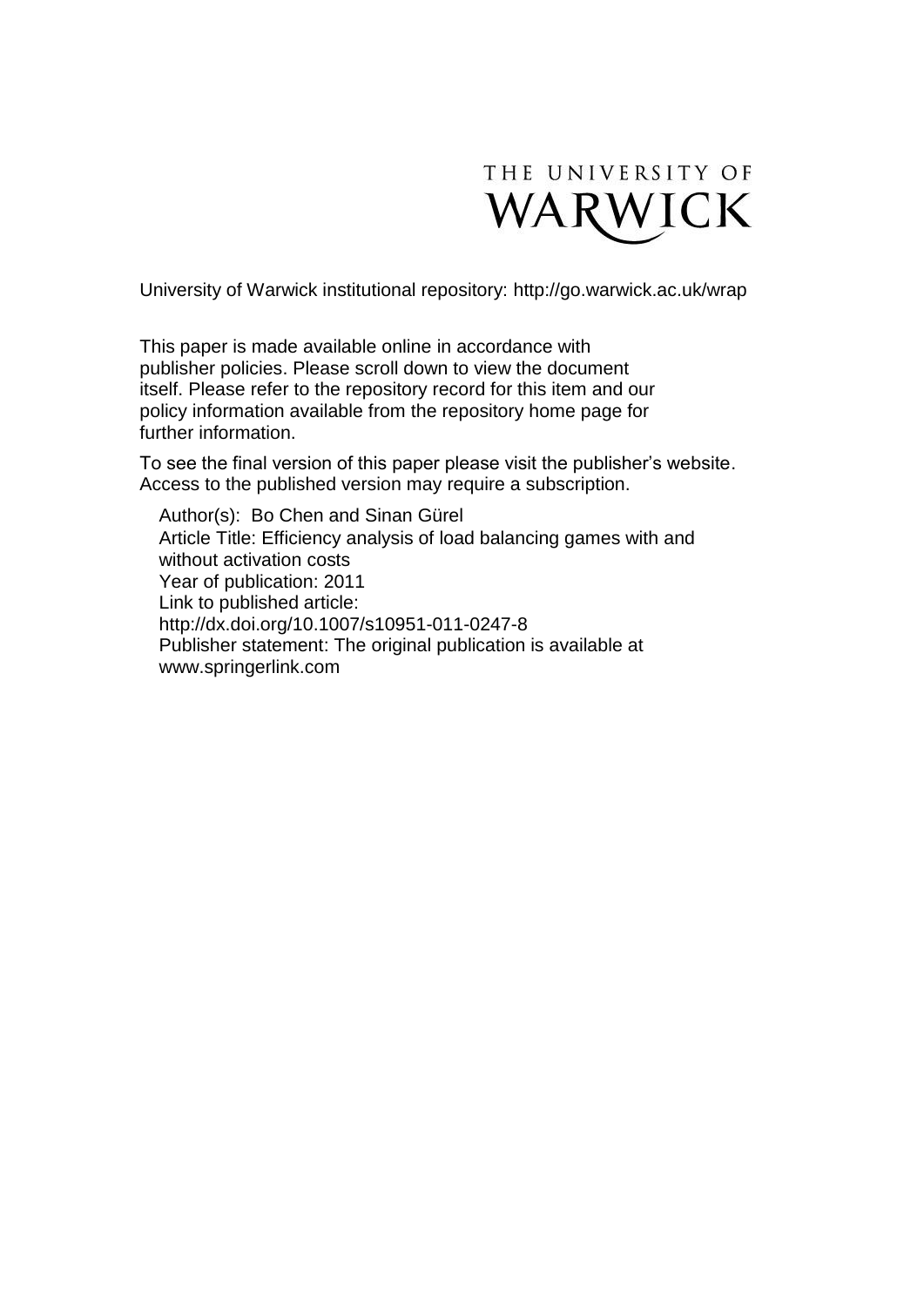THE UNIVERSITY OF WARWICK

University of Warwick institutional repository: http://go.warwick.ac.uk/wrap

This paper is made available online in accordance with publisher policies. Please scroll down to view the document itself. Please refer to the repository record for this item and our policy information available from the repository home page for further information.

To see the final version of this paper please visit the publisher's website. Access to the published version may require a subscription.

Author(s): Bo Chen and Sinan Gürel
Article Title: Efficiency analysis of load balancing games with and without activation costs
Year of publication: 2011
Link to published article:
http://dx.doi.org/10.1007/s10951-011-0247-8
Publisher statement: The original publication is available at www.springerlink.com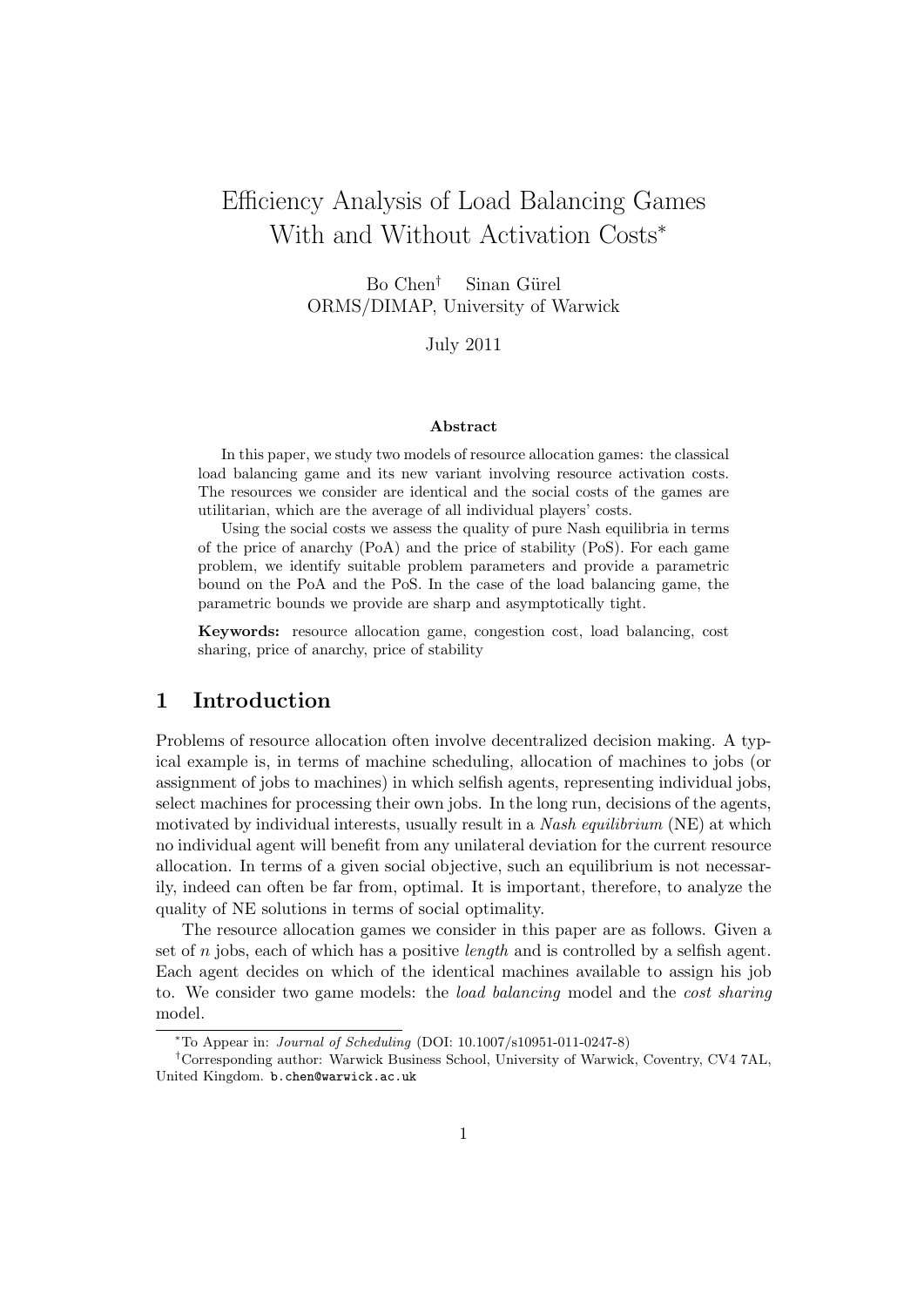# Efficiency Analysis of Load Balancing Games With and Without Activation Costs*

Bo Chen[†] Sinan Gürel
ORMS/DIMAP, University of Warwick

July 2011

**Abstract**

In this paper, we study two models of resource allocation games: the classical load balancing game and its new variant involving resource activation costs. The resources we consider are identical and the social costs of the games are utilitarian, which are the average of all individual players' costs.

Using the social costs we assess the quality of pure Nash equilibria in terms of the price of anarchy (PoA) and the price of stability (PoS). For each game problem, we identify suitable problem parameters and provide a parametric bound on the PoA and the PoS. In the case of the load balancing game, the parametric bounds we provide are sharp and asymptotically tight.

**Keywords:** resource allocation game, congestion cost, load balancing, cost sharing, price of anarchy, price of stability

## 1 Introduction

Problems of resource allocation often involve decentralized decision making. A typical example is, in terms of machine scheduling, allocation of machines to jobs (or assignment of jobs to machines) in which selfish agents, representing individual jobs, select machines for processing their own jobs. In the long run, decisions of the agents, motivated by individual interests, usually result in a *Nash equilibrium* (NE) at which no individual agent will benefit from any unilateral deviation for the current resource allocation. In terms of a given social objective, such an equilibrium is not necessarily, indeed can often be far from, optimal. It is important, therefore, to analyze the quality of NE solutions in terms of social optimality.

The resource allocation games we consider in this paper are as follows. Given a set of $n$ jobs, each of which has a positive *length* and is controlled by a selfish agent. Each agent decides on which of the identical machines available to assign his job to. We consider two game models: the *load balancing* model and the *cost sharing* model.

*To Appear in: *Journal of Scheduling* (DOI: 10.1007/s10951-011-0247-8)

[†]Corresponding author: Warwick Business School, University of Warwick, Coventry, CV4 7AL, United Kingdom. b.chen@warwick.ac.uk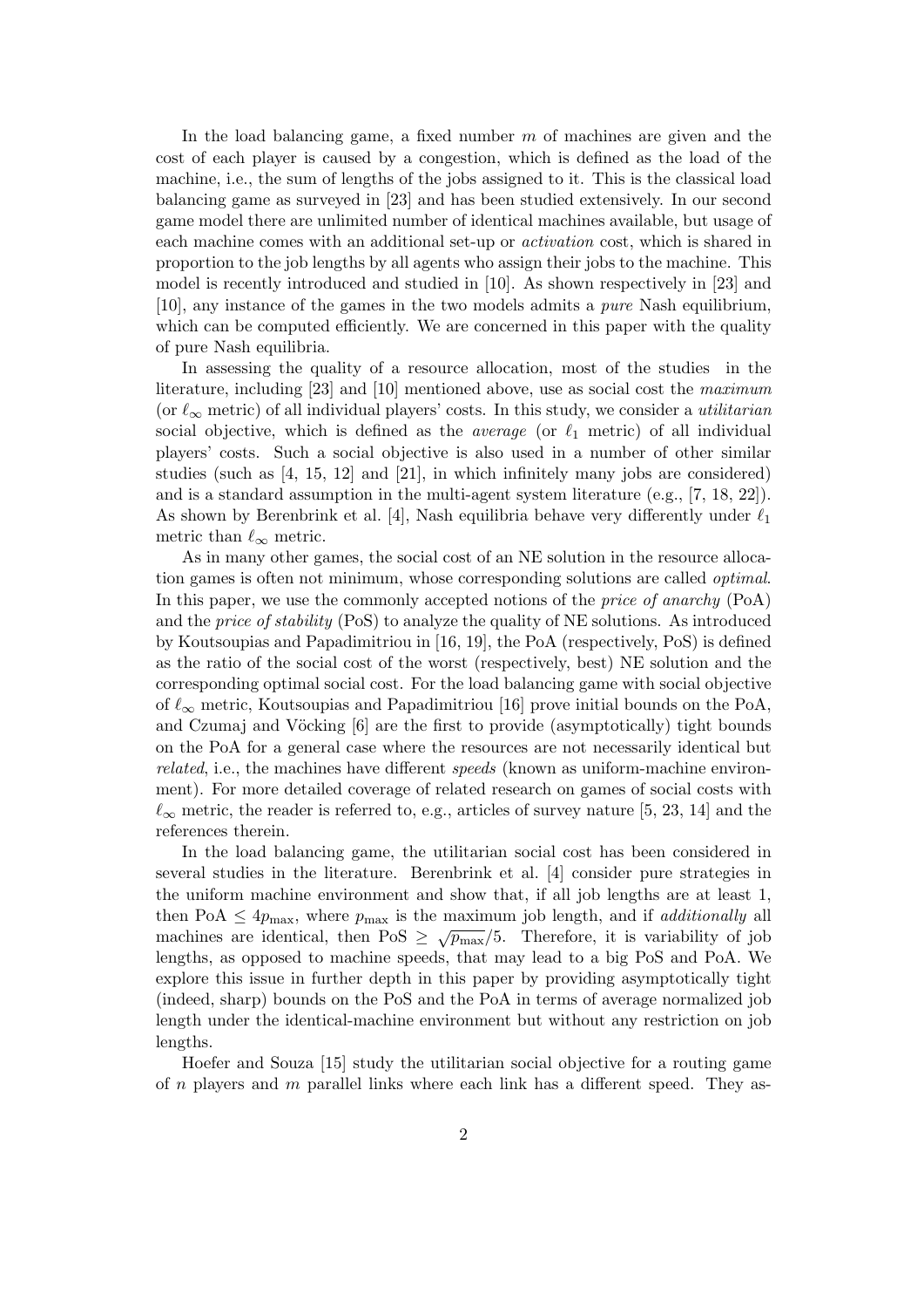In the load balancing game, a fixed number $m$ of machines are given and the cost of each player is caused by a congestion, which is defined as the load of the machine, i.e., the sum of lengths of the jobs assigned to it. This is the classical load balancing game as surveyed in [23] and has been studied extensively. In our second game model there are unlimited number of identical machines available, but usage of each machine comes with an additional set-up or *activation* cost, which is shared in proportion to the job lengths by all agents who assign their jobs to the machine. This model is recently introduced and studied in [10]. As shown respectively in [23] and [10], any instance of the games in the two models admits a *pure* Nash equilibrium, which can be computed efficiently. We are concerned in this paper with the quality of pure Nash equilibria.

In assessing the quality of a resource allocation, most of the studies in the literature, including [23] and [10] mentioned above, use as social cost the *maximum* (or $\ell_\infty$ metric) of all individual players' costs. In this study, we consider a *utilitarian* social objective, which is defined as the *average* (or $\ell_1$ metric) of all individual players' costs. Such a social objective is also used in a number of other similar studies (such as [4, 15, 12] and [21], in which infinitely many jobs are considered) and is a standard assumption in the multi-agent system literature (e.g., [7, 18, 22]). As shown by Berenbrink et al. [4], Nash equilibria behave very differently under $\ell_1$ metric than $\ell_\infty$ metric.

As in many other games, the social cost of an NE solution in the resource allocation games is often not minimum, whose corresponding solutions are called *optimal*. In this paper, we use the commonly accepted notions of the *price of anarchy* (PoA) and the *price of stability* (PoS) to analyze the quality of NE solutions. As introduced by Koutsoupias and Papadimitriou in [16, 19], the PoA (respectively, PoS) is defined as the ratio of the social cost of the worst (respectively, best) NE solution and the corresponding optimal social cost. For the load balancing game with social objective of $\ell_\infty$ metric, Koutsoupias and Papadimitriou [16] prove initial bounds on the PoA, and Czumaj and Vöcking [6] are the first to provide (asymptotically) tight bounds on the PoA for a general case where the resources are not necessarily identical but *related*, i.e., the machines have different *speeds* (known as uniform-machine environment). For more detailed coverage of related research on games of social costs with $\ell_\infty$ metric, the reader is referred to, e.g., articles of survey nature [5, 23, 14] and the references therein.

In the load balancing game, the utilitarian social cost has been considered in several studies in the literature. Berenbrink et al. [4] consider pure strategies in the uniform machine environment and show that, if all job lengths are at least 1, then PoA $\leq 4p_{\max}$, where $p_{\max}$ is the maximum job length, and if *additionally* all machines are identical, then PoS $\geq \sqrt{p_{\max}}/5$. Therefore, it is variability of job lengths, as opposed to machine speeds, that may lead to a big PoS and PoA. We explore this issue in further depth in this paper by providing asymptotically tight (indeed, sharp) bounds on the PoS and the PoA in terms of average normalized job length under the identical-machine environment but without any restriction on job lengths.

Hoefer and Souza [15] study the utilitarian social objective for a routing game of $n$ players and $m$ parallel links where each link has a different speed. They as-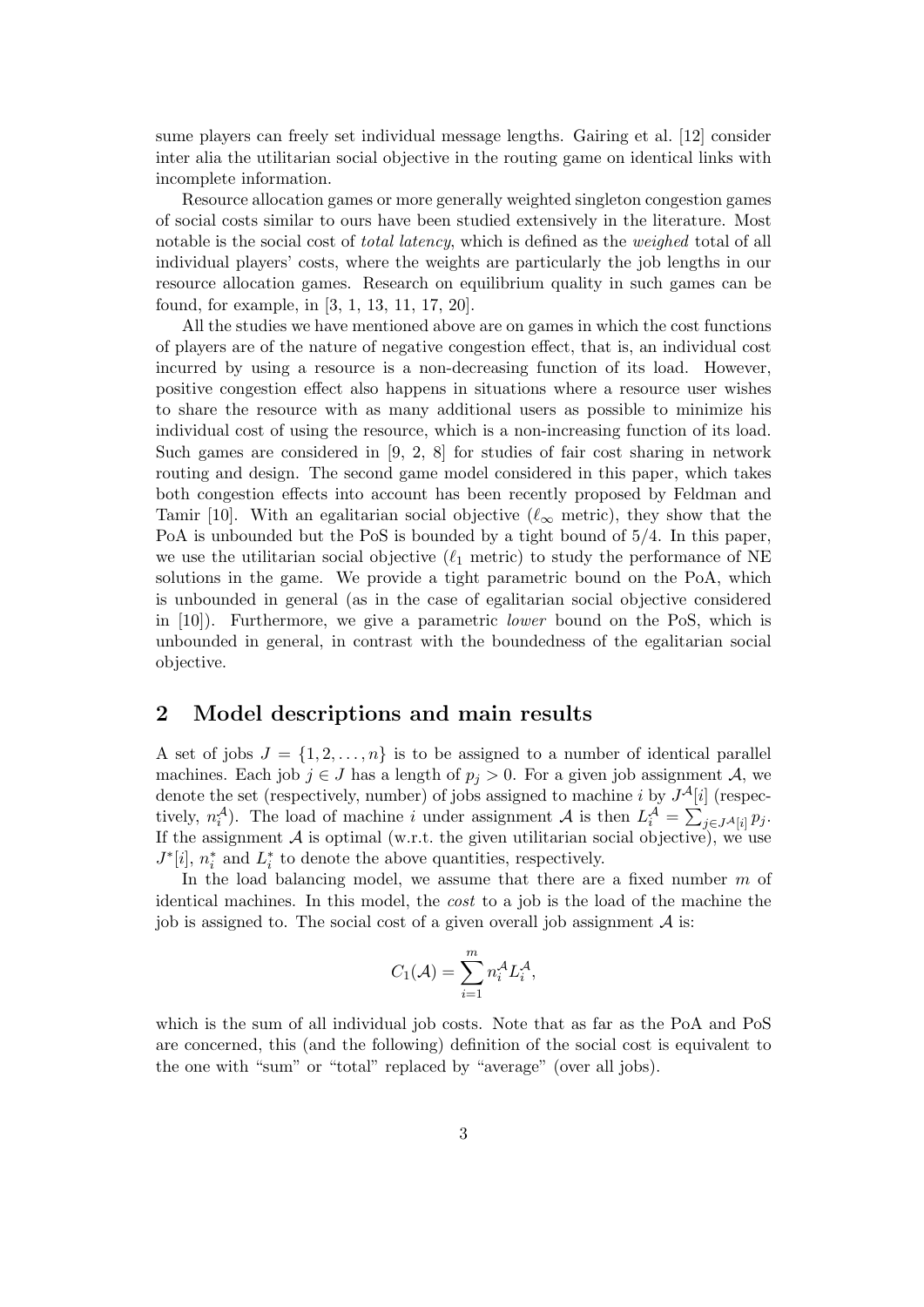sume players can freely set individual message lengths. Gairing et al. [12] consider inter alia the utilitarian social objective in the routing game on identical links with incomplete information.

Resource allocation games or more generally weighted singleton congestion games of social costs similar to ours have been studied extensively in the literature. Most notable is the social cost of *total latency*, which is defined as the *weighed* total of all individual players' costs, where the weights are particularly the job lengths in our resource allocation games. Research on equilibrium quality in such games can be found, for example, in [3, 1, 13, 11, 17, 20].

All the studies we have mentioned above are on games in which the cost functions of players are of the nature of negative congestion effect, that is, an individual cost incurred by using a resource is a non-decreasing function of its load. However, positive congestion effect also happens in situations where a resource user wishes to share the resource with as many additional users as possible to minimize his individual cost of using the resource, which is a non-increasing function of its load. Such games are considered in [9, 2, 8] for studies of fair cost sharing in network routing and design. The second game model considered in this paper, which takes both congestion effects into account has been recently proposed by Feldman and Tamir [10]. With an egalitarian social objective ($\ell_\infty$ metric), they show that the PoA is unbounded but the PoS is bounded by a tight bound of 5/4. In this paper, we use the utilitarian social objective ($\ell_1$ metric) to study the performance of NE solutions in the game. We provide a tight parametric bound on the PoA, which is unbounded in general (as in the case of egalitarian social objective considered in [10]). Furthermore, we give a parametric *lower* bound on the PoS, which is unbounded in general, in contrast with the boundedness of the egalitarian social objective.

## 2 Model descriptions and main results

A set of jobs $J = \{1, 2, \ldots, n\}$ is to be assigned to a number of identical parallel machines. Each job $j \in J$ has a length of $p_j > 0$. For a given job assignment $\mathcal{A}$, we denote the set (respectively, number) of jobs assigned to machine $i$ by $J^{\mathcal{A}}[i]$ (respectively, $n_i^{\mathcal{A}}$). The load of machine $i$ under assignment $\mathcal{A}$ is then $L_i^{\mathcal{A}} = \sum_{j \in J^{\mathcal{A}}[i]} p_j$. If the assignment $\mathcal{A}$ is optimal (w.r.t. the given utilitarian social objective), we use $J^*[i]$, $n_i^*$ and $L_i^*$ to denote the above quantities, respectively.

In the load balancing model, we assume that there are a fixed number $m$ of identical machines. In this model, the *cost* to a job is the load of the machine the job is assigned to. The social cost of a given overall job assignment $\mathcal{A}$ is:

$$C_1(\mathcal{A}) = \sum_{i=1}^{m} n_i^{\mathcal{A}} L_i^{\mathcal{A}},$$

which is the sum of all individual job costs. Note that as far as the PoA and PoS are concerned, this (and the following) definition of the social cost is equivalent to the one with "sum" or "total" replaced by "average" (over all jobs).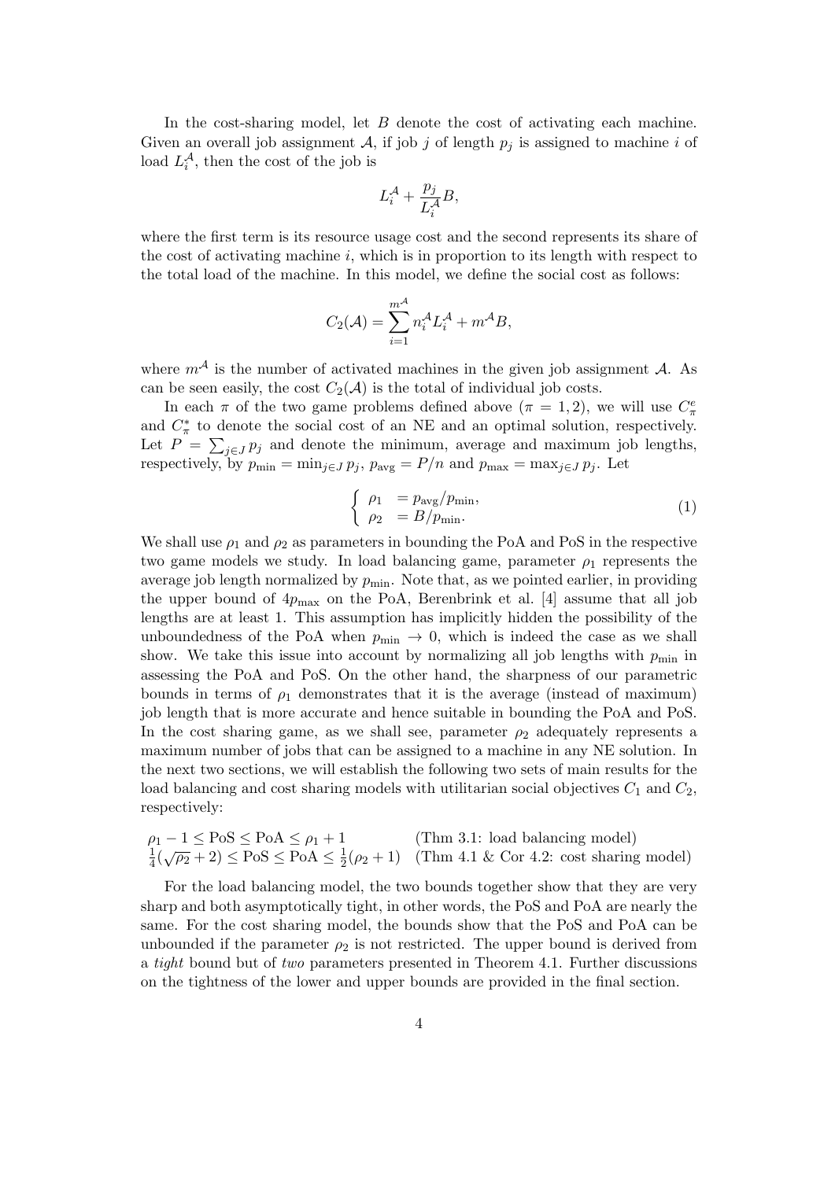In the cost-sharing model, let $B$ denote the cost of activating each machine. Given an overall job assignment $\mathcal{A}$, if job $j$ of length $p_j$ is assigned to machine $i$ of load $L_i^{\mathcal{A}}$, then the cost of the job is

$$L_i^{\mathcal{A}} + \frac{p_j}{L_i^{\mathcal{A}}} B,$$

where the first term is its resource usage cost and the second represents its share of the cost of activating machine $i$, which is in proportion to its length with respect to the total load of the machine. In this model, we define the social cost as follows:

$$C_2(\mathcal{A}) = \sum_{i=1}^{m^{\mathcal{A}}} n_i^{\mathcal{A}} L_i^{\mathcal{A}} + m^{\mathcal{A}} B,$$

where $m^{\mathcal{A}}$ is the number of activated machines in the given job assignment $\mathcal{A}$. As can be seen easily, the cost $C_2(\mathcal{A})$ is the total of individual job costs.

In each $\pi$ of the two game problems defined above ($\pi = 1, 2$), we will use $C_\pi^e$ and $C_\pi^*$ to denote the social cost of an NE and an optimal solution, respectively. Let $P = \sum_{j \in J} p_j$ and denote the minimum, average and maximum job lengths, respectively, by $p_{\min} = \min_{j \in J} p_j$, $p_{\text{avg}} = P/n$ and $p_{\max} = \max_{j \in J} p_j$. Let

$$\begin{cases} \rho_1 &= p_{\text{avg}}/p_{\min}, \\ \rho_2 &= B/p_{\min}. \end{cases} \tag{1}$$

We shall use $\rho_1$ and $\rho_2$ as parameters in bounding the PoA and PoS in the respective two game models we study. In load balancing game, parameter $\rho_1$ represents the average job length normalized by $p_{\min}$. Note that, as we pointed earlier, in providing the upper bound of $4p_{\max}$ on the PoA, Berenbrink et al. [4] assume that all job lengths are at least 1. This assumption has implicitly hidden the possibility of the unboundedness of the PoA when $p_{\min} \to 0$, which is indeed the case as we shall show. We take this issue into account by normalizing all job lengths with $p_{\min}$ in assessing the PoA and PoS. On the other hand, the sharpness of our parametric bounds in terms of $\rho_1$ demonstrates that it is the average (instead of maximum) job length that is more accurate and hence suitable in bounding the PoA and PoS. In the cost sharing game, as we shall see, parameter $\rho_2$ adequately represents a maximum number of jobs that can be assigned to a machine in any NE solution. In the next two sections, we will establish the following two sets of main results for the load balancing and cost sharing models with utilitarian social objectives $C_1$ and $C_2$, respectively:

$\rho_1 - 1 \le \text{PoS} \le \text{PoA} \le \rho_1 + 1$ (Thm 3.1: load balancing model)

$\frac{1}{4}(\sqrt{\rho_2} + 2) \le \text{PoS} \le \text{PoA} \le \frac{1}{2}(\rho_2 + 1)$ (Thm 4.1 & Cor 4.2: cost sharing model)

For the load balancing model, the two bounds together show that they are very sharp and both asymptotically tight, in other words, the PoS and PoA are nearly the same. For the cost sharing model, the bounds show that the PoS and PoA can be unbounded if the parameter $\rho_2$ is not restricted. The upper bound is derived from a *tight* bound but of *two* parameters presented in Theorem 4.1. Further discussions on the tightness of the lower and upper bounds are provided in the final section.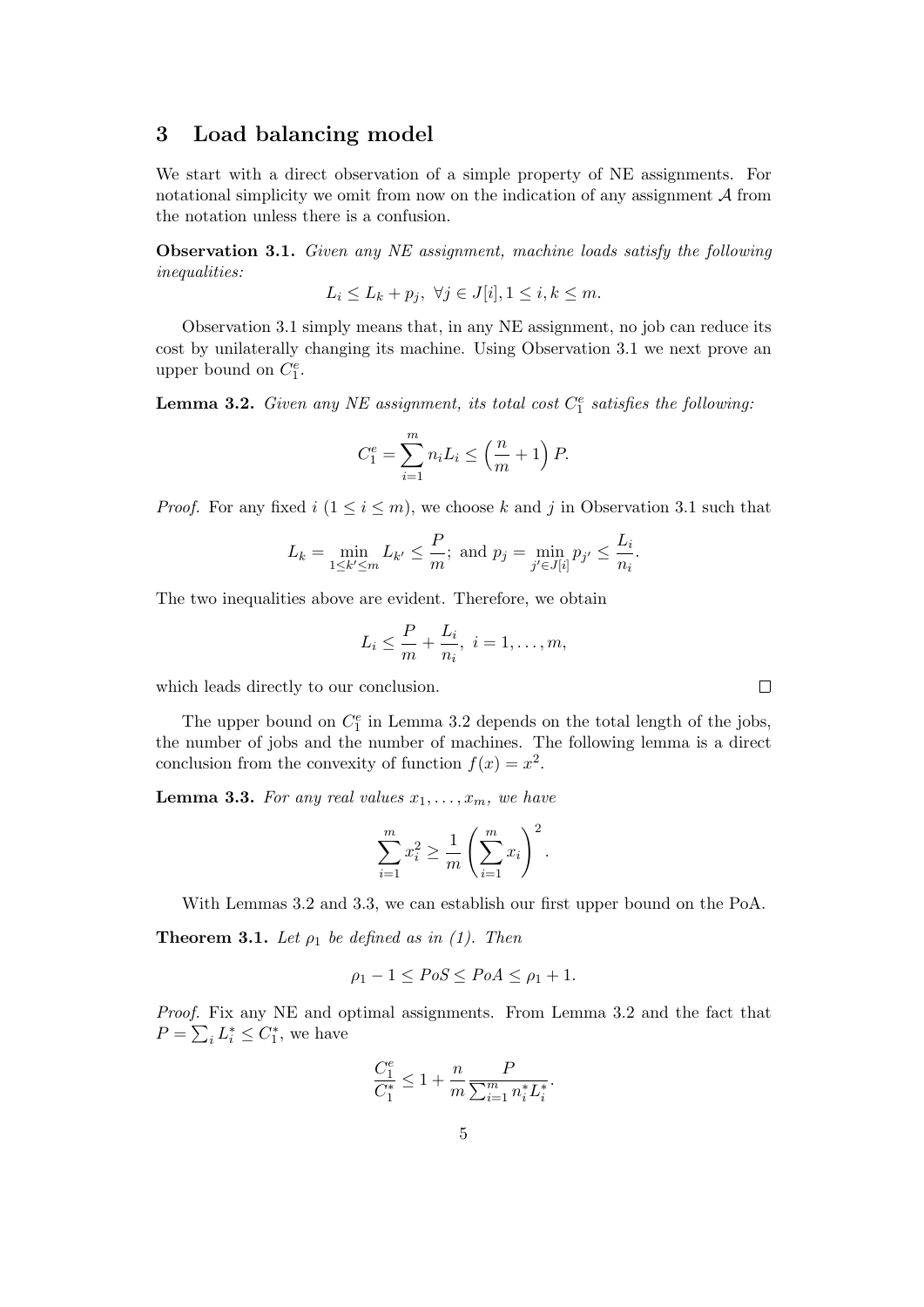## 3 Load balancing model

We start with a direct observation of a simple property of NE assignments. For notational simplicity we omit from now on the indication of any assignment $\mathcal{A}$ from the notation unless there is a confusion.

**Observation 3.1.** *Given any NE assignment, machine loads satisfy the following inequalities:*

$$L_i \leq L_k + p_j, \ \forall j \in J[i], 1 \leq i, k \leq m.$$

Observation 3.1 simply means that, in any NE assignment, no job can reduce its cost by unilaterally changing its machine. Using Observation 3.1 we next prove an upper bound on $C_1^e$.

**Lemma 3.2.** *Given any NE assignment, its total cost $C_1^e$ satisfies the following:*

$$C_1^e = \sum_{i=1}^{m} n_i L_i \leq \left(\frac{n}{m} + 1\right) P.$$

*Proof.* For any fixed $i$ $(1 \leq i \leq m)$, we choose $k$ and $j$ in Observation 3.1 such that

$$L_k = \min_{1 \leq k' \leq m} L_{k'} \leq \frac{P}{m}; \text{ and } p_j = \min_{j' \in J[i]} p_{j'} \leq \frac{L_i}{n_i}.$$

The two inequalities above are evident. Therefore, we obtain

$$L_i \leq \frac{P}{m} + \frac{L_i}{n_i}, \ i = 1, \ldots, m,$$

which leads directly to our conclusion. $\square$

The upper bound on $C_1^e$ in Lemma 3.2 depends on the total length of the jobs, the number of jobs and the number of machines. The following lemma is a direct conclusion from the convexity of function $f(x) = x^2$.

**Lemma 3.3.** *For any real values $x_1, \ldots, x_m$, we have*

$$\sum_{i=1}^{m} x_i^2 \geq \frac{1}{m} \left(\sum_{i=1}^{m} x_i\right)^2.$$

With Lemmas 3.2 and 3.3, we can establish our first upper bound on the PoA.

**Theorem 3.1.** *Let $\rho_1$ be defined as in (1). Then*

$$\rho_1 - 1 \leq PoS \leq PoA \leq \rho_1 + 1.$$

*Proof.* Fix any NE and optimal assignments. From Lemma 3.2 and the fact that $P = \sum_i L_i^* \leq C_1^*$, we have

$$\frac{C_1^e}{C_1^*} \leq 1 + \frac{n}{m} \frac{P}{\sum_{i=1}^{m} n_i^* L_i^*}.$$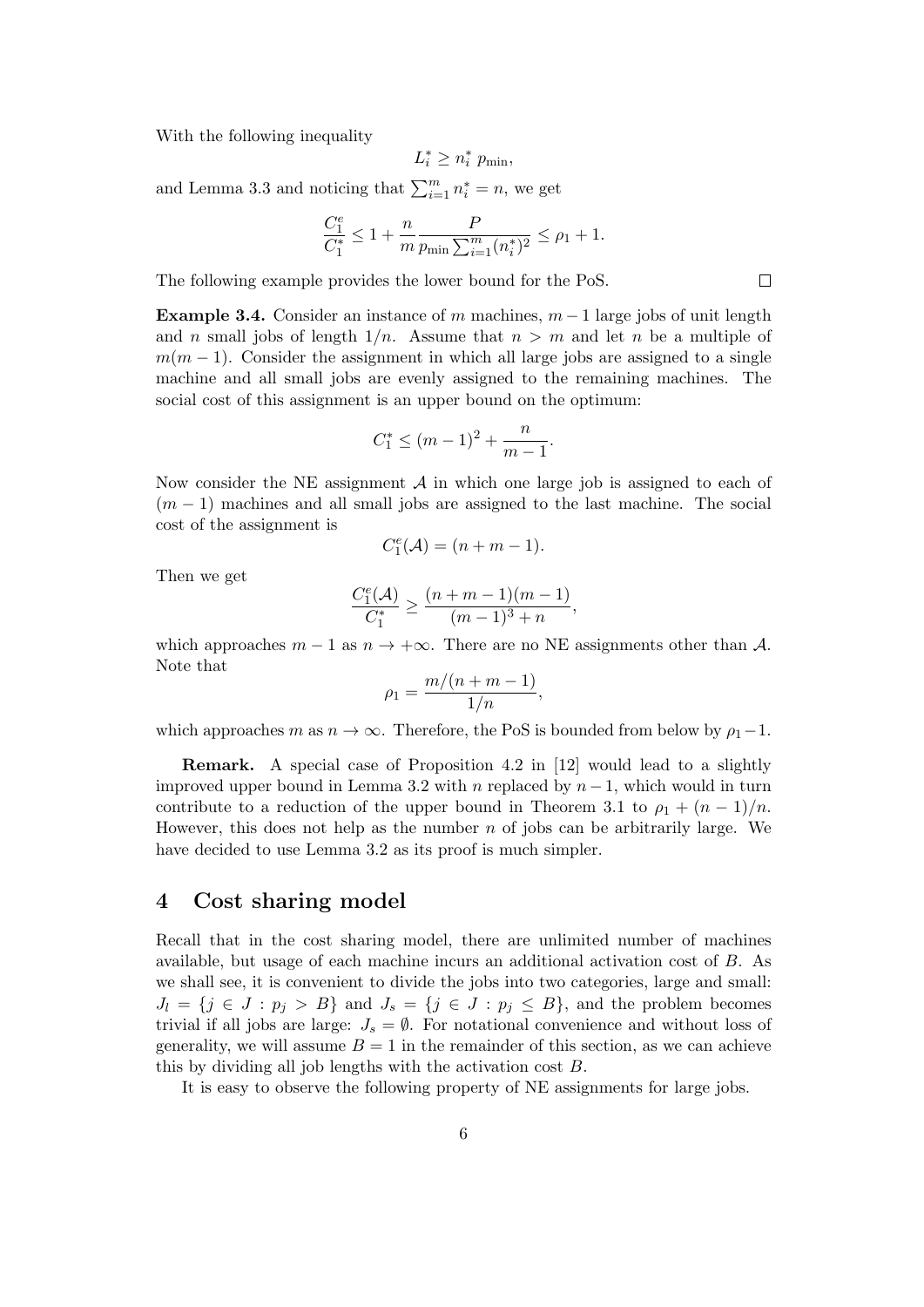With the following inequality

$$L_i^* \geq n_i^* \, p_{\min},$$

and Lemma 3.3 and noticing that $\sum_{i=1}^m n_i^* = n$, we get

$$\frac{C_1^e}{C_1^*} \leq 1 + \frac{n}{m} \frac{P}{p_{\min} \sum_{i=1}^m (n_i^*)^2} \leq \rho_1 + 1.$$

The following example provides the lower bound for the PoS. ◻

**Example 3.4.** Consider an instance of $m$ machines, $m-1$ large jobs of unit length and $n$ small jobs of length $1/n$. Assume that $n > m$ and let $n$ be a multiple of $m(m-1)$. Consider the assignment in which all large jobs are assigned to a single machine and all small jobs are evenly assigned to the remaining machines. The social cost of this assignment is an upper bound on the optimum:

$$C_1^* \leq (m-1)^2 + \frac{n}{m-1}.$$

Now consider the NE assignment $\mathcal{A}$ in which one large job is assigned to each of $(m-1)$ machines and all small jobs are assigned to the last machine. The social cost of the assignment is

$$C_1^e(\mathcal{A}) = (n + m - 1).$$

Then we get

$$\frac{C_1^e(\mathcal{A})}{C_1^*} \geq \frac{(n+m-1)(m-1)}{(m-1)^3 + n},$$

which approaches $m-1$ as $n \to +\infty$. There are no NE assignments other than $\mathcal{A}$. Note that

$$\rho_1 = \frac{m/(n+m-1)}{1/n},$$

which approaches $m$ as $n \to \infty$. Therefore, the PoS is bounded from below by $\rho_1 - 1$.

**Remark.** A special case of Proposition 4.2 in [12] would lead to a slightly improved upper bound in Lemma 3.2 with $n$ replaced by $n-1$, which would in turn contribute to a reduction of the upper bound in Theorem 3.1 to $\rho_1 + (n-1)/n$. However, this does not help as the number $n$ of jobs can be arbitrarily large. We have decided to use Lemma 3.2 as its proof is much simpler.

## 4 Cost sharing model

Recall that in the cost sharing model, there are unlimited number of machines available, but usage of each machine incurs an additional activation cost of $B$. As we shall see, it is convenient to divide the jobs into two categories, large and small: $J_l = \{j \in J : p_j > B\}$ and $J_s = \{j \in J : p_j \leq B\}$, and the problem becomes trivial if all jobs are large: $J_s = \emptyset$. For notational convenience and without loss of generality, we will assume $B = 1$ in the remainder of this section, as we can achieve this by dividing all job lengths with the activation cost $B$.

It is easy to observe the following property of NE assignments for large jobs.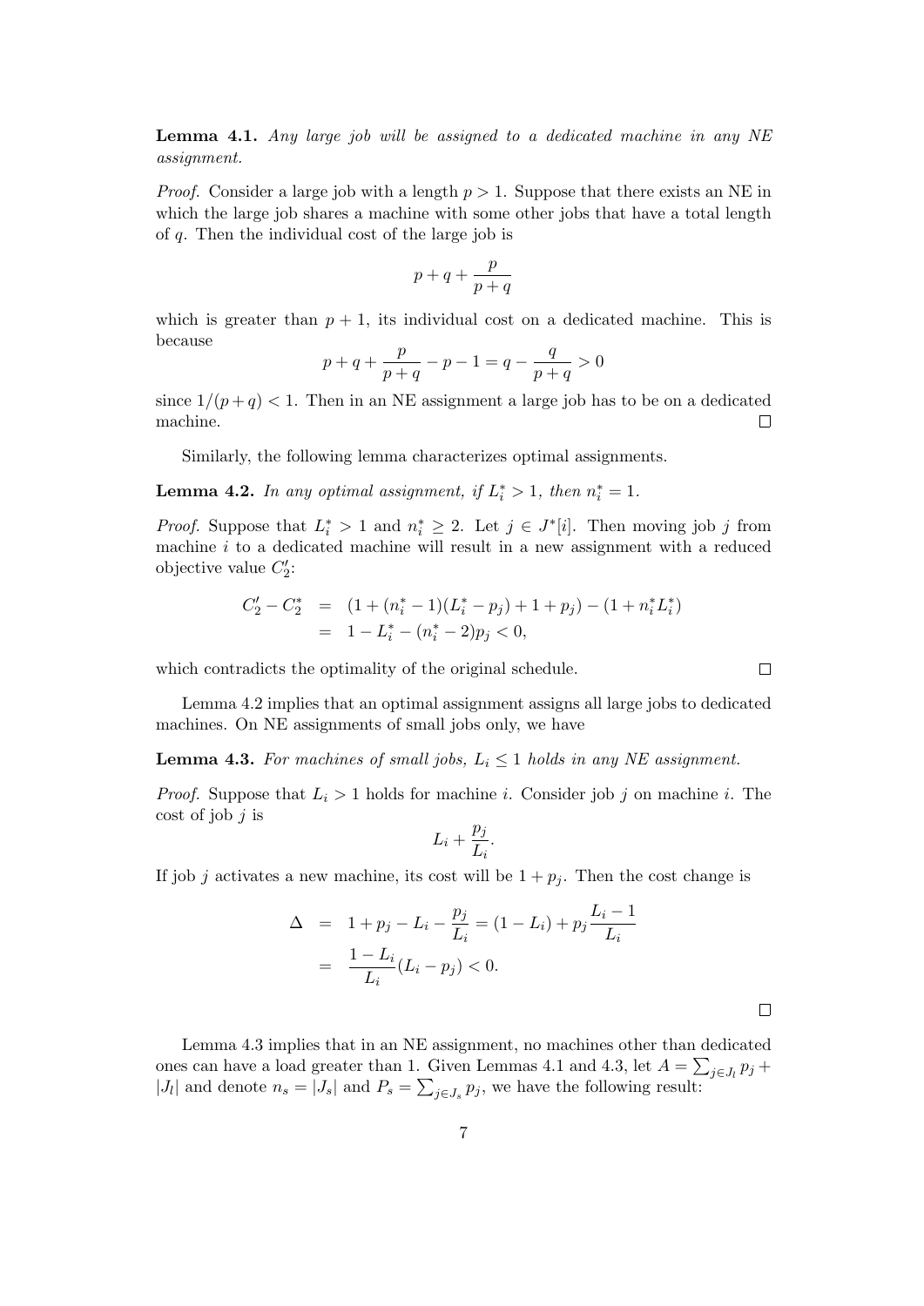**Lemma 4.1.** *Any large job will be assigned to a dedicated machine in any NE assignment.*

*Proof.* Consider a large job with a length $p > 1$. Suppose that there exists an NE in which the large job shares a machine with some other jobs that have a total length of $q$. Then the individual cost of the large job is

$$p + q + \frac{p}{p+q}$$

which is greater than $p + 1$, its individual cost on a dedicated machine. This is because

$$p + q + \frac{p}{p+q} - p - 1 = q - \frac{q}{p+q} > 0$$

since $1/(p+q) < 1$. Then in an NE assignment a large job has to be on a dedicated machine. $\square$

Similarly, the following lemma characterizes optimal assignments.

**Lemma 4.2.** *In any optimal assignment, if $L_i^* > 1$, then $n_i^* = 1$.*

*Proof.* Suppose that $L_i^* > 1$ and $n_i^* \geq 2$. Let $j \in J^*[i]$. Then moving job $j$ from machine $i$ to a dedicated machine will result in a new assignment with a reduced objective value $C_2'$:

$$\begin{aligned} C_2' - C_2^* &= (1 + (n_i^* - 1)(L_i^* - p_j) + 1 + p_j) - (1 + n_i^* L_i^*) \\ &= 1 - L_i^* - (n_i^* - 2)p_j < 0, \end{aligned}$$

which contradicts the optimality of the original schedule. $\square$

Lemma 4.2 implies that an optimal assignment assigns all large jobs to dedicated machines. On NE assignments of small jobs only, we have

**Lemma 4.3.** *For machines of small jobs, $L_i \leq 1$ holds in any NE assignment.*

*Proof.* Suppose that $L_i > 1$ holds for machine $i$. Consider job $j$ on machine $i$. The cost of job $j$ is

$$L_i + \frac{p_j}{L_i}.$$

If job $j$ activates a new machine, its cost will be $1 + p_j$. Then the cost change is

$$\begin{aligned} \Delta &= 1 + p_j - L_i - \frac{p_j}{L_i} = (1 - L_i) + p_j \frac{L_i - 1}{L_i} \\ &= \frac{1 - L_i}{L_i}(L_i - p_j) < 0. \end{aligned}$$

$\square$

Lemma 4.3 implies that in an NE assignment, no machines other than dedicated ones can have a load greater than 1. Given Lemmas 4.1 and 4.3, let $A = \sum_{j \in J_l} p_j + |J_l|$ and denote $n_s = |J_s|$ and $P_s = \sum_{j \in J_s} p_j$, we have the following result: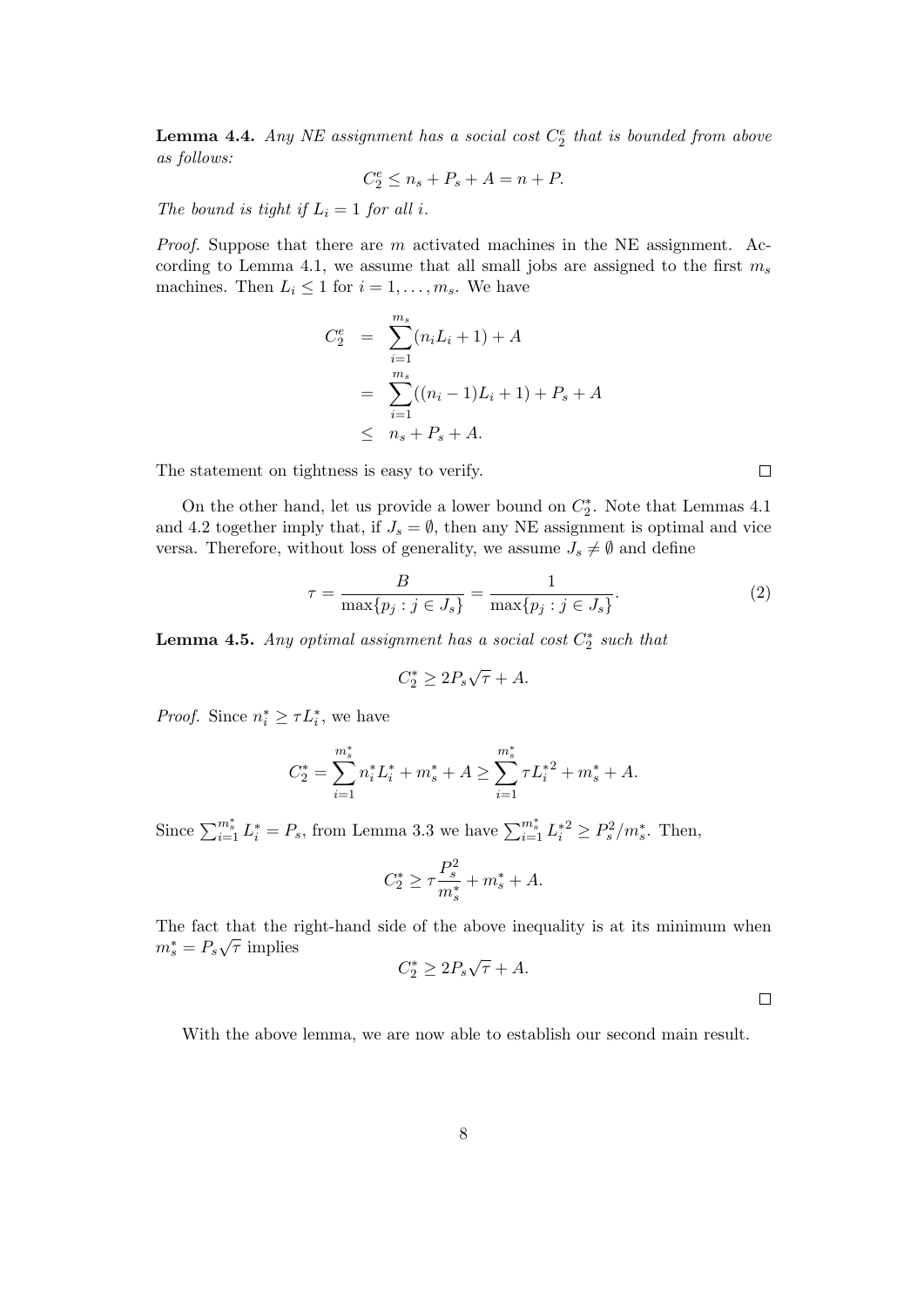**Lemma 4.4.** *Any NE assignment has a social cost $C_2^e$ that is bounded from above as follows:*

$$C_2^e \le n_s + P_s + A = n + P.$$

*The bound is tight if $L_i = 1$ for all $i$.*

*Proof.* Suppose that there are $m$ activated machines in the NE assignment. According to Lemma 4.1, we assume that all small jobs are assigned to the first $m_s$ machines. Then $L_i \le 1$ for $i = 1, \ldots, m_s$. We have

$$\begin{aligned}
C_2^e &= \sum_{i=1}^{m_s} (n_i L_i + 1) + A \\
&= \sum_{i=1}^{m_s} ((n_i - 1)L_i + 1) + P_s + A \\
&\le n_s + P_s + A.
\end{aligned}$$

The statement on tightness is easy to verify. $\square$

On the other hand, let us provide a lower bound on $C_2^*$. Note that Lemmas 4.1 and 4.2 together imply that, if $J_s = \emptyset$, then any NE assignment is optimal and vice versa. Therefore, without loss of generality, we assume $J_s \neq \emptyset$ and define

$$\tau = \frac{B}{\max\{p_j : j \in J_s\}} = \frac{1}{\max\{p_j : j \in J_s\}}. \tag{2}$$

**Lemma 4.5.** *Any optimal assignment has a social cost $C_2^*$ such that*

$$C_2^* \ge 2P_s\sqrt{\tau} + A.$$

*Proof.* Since $n_i^* \ge \tau L_i^*$, we have

$$C_2^* = \sum_{i=1}^{m_s^*} n_i^* L_i^* + m_s^* + A \ge \sum_{i=1}^{m_s^*} \tau {L_i^*}^2 + m_s^* + A.$$

Since $\sum_{i=1}^{m_s^*} L_i^* = P_s$, from Lemma 3.3 we have $\sum_{i=1}^{m_s^*} {L_i^*}^2 \ge P_s^2 / m_s^*$. Then,

$$C_2^* \ge \tau \frac{P_s^2}{m_s^*} + m_s^* + A.$$

The fact that the right-hand side of the above inequality is at its minimum when $m_s^* = P_s\sqrt{\tau}$ implies

$$C_2^* \ge 2P_s\sqrt{\tau} + A.$$

$\square$

With the above lemma, we are now able to establish our second main result.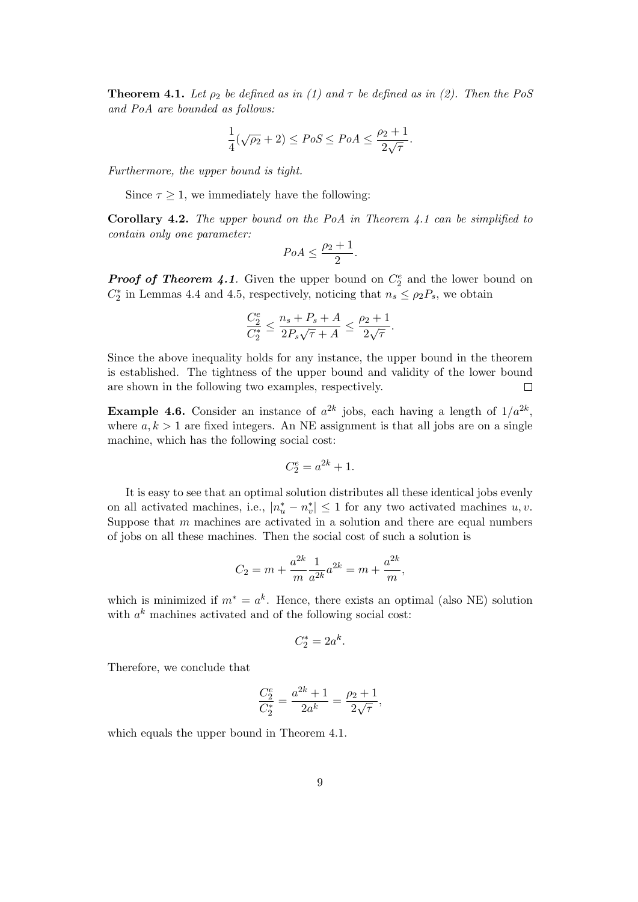**Theorem 4.1.** *Let $\rho_2$ be defined as in (1) and $\tau$ be defined as in (2). Then the PoS and PoA are bounded as follows:*

$$\frac{1}{4}(\sqrt{\rho_2}+2) \leq PoS \leq PoA \leq \frac{\rho_2+1}{2\sqrt{\tau}}.$$

*Furthermore, the upper bound is tight.*

Since $\tau \geq 1$, we immediately have the following:

**Corollary 4.2.** *The upper bound on the PoA in Theorem 4.1 can be simplified to contain only one parameter:*

$$PoA \leq \frac{\rho_2+1}{2}.$$

***Proof of Theorem 4.1***. Given the upper bound on $C_2^e$ and the lower bound on $C_2^*$ in Lemmas 4.4 and 4.5, respectively, noticing that $n_s \leq \rho_2 P_s$, we obtain

$$\frac{C_2^e}{C_2^*} \leq \frac{n_s + P_s + A}{2P_s\sqrt{\tau} + A} \leq \frac{\rho_2+1}{2\sqrt{\tau}}.$$

Since the above inequality holds for any instance, the upper bound in the theorem is established. The tightness of the upper bound and validity of the lower bound are shown in the following two examples, respectively. □

**Example 4.6.** Consider an instance of $a^{2k}$ jobs, each having a length of $1/a^{2k}$, where $a, k > 1$ are fixed integers. An NE assignment is that all jobs are on a single machine, which has the following social cost:

$$C_2^e = a^{2k} + 1.$$

It is easy to see that an optimal solution distributes all these identical jobs evenly on all activated machines, i.e., $|n_u^* - n_v^*| \leq 1$ for any two activated machines $u, v$. Suppose that $m$ machines are activated in a solution and there are equal numbers of jobs on all these machines. Then the social cost of such a solution is

$$C_2 = m + \frac{a^{2k}}{m}\frac{1}{a^{2k}}a^{2k} = m + \frac{a^{2k}}{m},$$

which is minimized if $m^* = a^k$. Hence, there exists an optimal (also NE) solution with $a^k$ machines activated and of the following social cost:

$$C_2^* = 2a^k.$$

Therefore, we conclude that

$$\frac{C_2^e}{C_2^*} = \frac{a^{2k}+1}{2a^k} = \frac{\rho_2+1}{2\sqrt{\tau}},$$

which equals the upper bound in Theorem 4.1.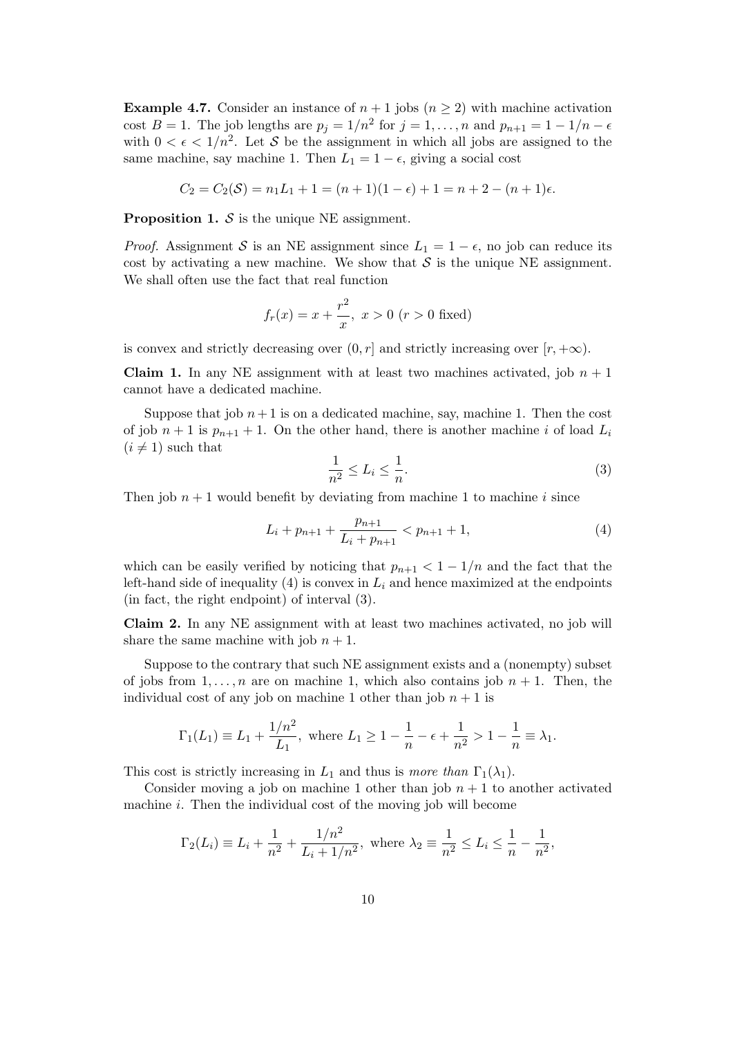**Example 4.7.** Consider an instance of $n + 1$ jobs ($n \geq 2$) with machine activation cost $B = 1$. The job lengths are $p_j = 1/n^2$ for $j = 1, \ldots, n$ and $p_{n+1} = 1 - 1/n - \epsilon$ with $0 < \epsilon < 1/n^2$. Let $\mathcal{S}$ be the assignment in which all jobs are assigned to the same machine, say machine 1. Then $L_1 = 1 - \epsilon$, giving a social cost

$$C_2 = C_2(\mathcal{S}) = n_1 L_1 + 1 = (n + 1)(1 - \epsilon) + 1 = n + 2 - (n + 1)\epsilon.$$

**Proposition 1.** $\mathcal{S}$ is the unique NE assignment.

*Proof.* Assignment $\mathcal{S}$ is an NE assignment since $L_1 = 1 - \epsilon$, no job can reduce its cost by activating a new machine. We show that $\mathcal{S}$ is the unique NE assignment. We shall often use the fact that real function

$$f_r(x) = x + \frac{r^2}{x}, \ x > 0 \ (r > 0 \text{ fixed})$$

is convex and strictly decreasing over $(0, r]$ and strictly increasing over $[r, +\infty)$.

**Claim 1.** In any NE assignment with at least two machines activated, job $n + 1$ cannot have a dedicated machine.

Suppose that job $n+1$ is on a dedicated machine, say, machine 1. Then the cost of job $n + 1$ is $p_{n+1} + 1$. On the other hand, there is another machine $i$ of load $L_i$ ($i \neq 1$) such that

$$\frac{1}{n^2} \leq L_i \leq \frac{1}{n}. \tag{3}$$

Then job $n + 1$ would benefit by deviating from machine 1 to machine $i$ since

$$L_i + p_{n+1} + \frac{p_{n+1}}{L_i + p_{n+1}} < p_{n+1} + 1, \tag{4}$$

which can be easily verified by noticing that $p_{n+1} < 1 - 1/n$ and the fact that the left-hand side of inequality (4) is convex in $L_i$ and hence maximized at the endpoints (in fact, the right endpoint) of interval (3).

**Claim 2.** In any NE assignment with at least two machines activated, no job will share the same machine with job $n + 1$.

Suppose to the contrary that such NE assignment exists and a (nonempty) subset of jobs from $1, \ldots, n$ are on machine 1, which also contains job $n + 1$. Then, the individual cost of any job on machine 1 other than job $n + 1$ is

$$\Gamma_1(L_1) \equiv L_1 + \frac{1/n^2}{L_1}, \text{ where } L_1 \geq 1 - \frac{1}{n} - \epsilon + \frac{1}{n^2} > 1 - \frac{1}{n} \equiv \lambda_1.$$

This cost is strictly increasing in $L_1$ and thus is *more than* $\Gamma_1(\lambda_1)$.

Consider moving a job on machine 1 other than job $n + 1$ to another activated machine $i$. Then the individual cost of the moving job will become

$$\Gamma_2(L_i) \equiv L_i + \frac{1}{n^2} + \frac{1/n^2}{L_i + 1/n^2}, \text{ where } \lambda_2 \equiv \frac{1}{n^2} \leq L_i \leq \frac{1}{n} - \frac{1}{n^2},$$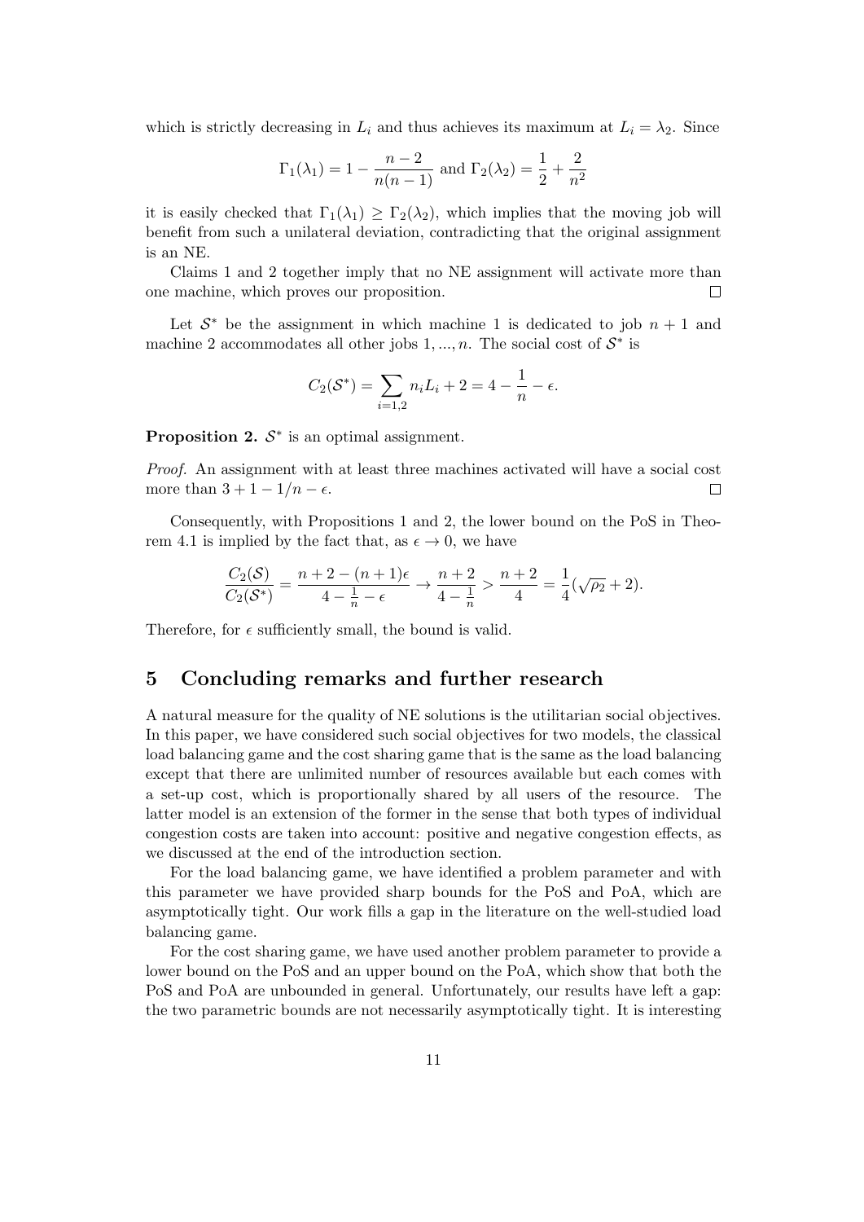which is strictly decreasing in $L_i$ and thus achieves its maximum at $L_i = \lambda_2$. Since

$$\Gamma_1(\lambda_1) = 1 - \frac{n-2}{n(n-1)} \text{ and } \Gamma_2(\lambda_2) = \frac{1}{2} + \frac{2}{n^2}$$

it is easily checked that $\Gamma_1(\lambda_1) \geq \Gamma_2(\lambda_2)$, which implies that the moving job will benefit from such a unilateral deviation, contradicting that the original assignment is an NE.

Claims 1 and 2 together imply that no NE assignment will activate more than one machine, which proves our proposition. $\square$

Let $\mathcal{S}^*$ be the assignment in which machine 1 is dedicated to job $n+1$ and machine 2 accommodates all other jobs $1, ..., n$. The social cost of $\mathcal{S}^*$ is

$$C_2(\mathcal{S}^*) = \sum_{i=1,2} n_i L_i + 2 = 4 - \frac{1}{n} - \epsilon.$$

**Proposition 2.** $\mathcal{S}^*$ is an optimal assignment.

*Proof.* An assignment with at least three machines activated will have a social cost more than $3 + 1 - 1/n - \epsilon$. $\square$

Consequently, with Propositions 1 and 2, the lower bound on the PoS in Theorem 4.1 is implied by the fact that, as $\epsilon \to 0$, we have

$$\frac{C_2(\mathcal{S})}{C_2(\mathcal{S}^*)} = \frac{n+2-(n+1)\epsilon}{4 - \frac{1}{n} - \epsilon} \to \frac{n+2}{4 - \frac{1}{n}} > \frac{n+2}{4} = \frac{1}{4}(\sqrt{\rho_2} + 2).$$

Therefore, for $\epsilon$ sufficiently small, the bound is valid.

## 5 Concluding remarks and further research

A natural measure for the quality of NE solutions is the utilitarian social objectives. In this paper, we have considered such social objectives for two models, the classical load balancing game and the cost sharing game that is the same as the load balancing except that there are unlimited number of resources available but each comes with a set-up cost, which is proportionally shared by all users of the resource. The latter model is an extension of the former in the sense that both types of individual congestion costs are taken into account: positive and negative congestion effects, as we discussed at the end of the introduction section.

For the load balancing game, we have identified a problem parameter and with this parameter we have provided sharp bounds for the PoS and PoA, which are asymptotically tight. Our work fills a gap in the literature on the well-studied load balancing game.

For the cost sharing game, we have used another problem parameter to provide a lower bound on the PoS and an upper bound on the PoA, which show that both the PoS and PoA are unbounded in general. Unfortunately, our results have left a gap: the two parametric bounds are not necessarily asymptotically tight. It is interesting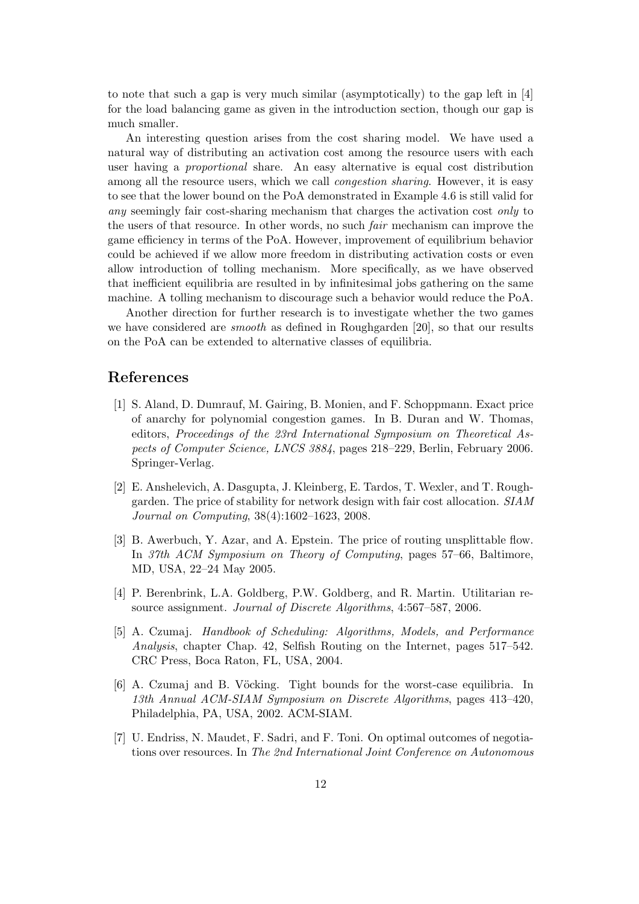to note that such a gap is very much similar (asymptotically) to the gap left in [4] for the load balancing game as given in the introduction section, though our gap is much smaller.

An interesting question arises from the cost sharing model. We have used a natural way of distributing an activation cost among the resource users with each user having a *proportional* share. An easy alternative is equal cost distribution among all the resource users, which we call *congestion sharing*. However, it is easy to see that the lower bound on the PoA demonstrated in Example 4.6 is still valid for *any* seemingly fair cost-sharing mechanism that charges the activation cost *only* to the users of that resource. In other words, no such *fair* mechanism can improve the game efficiency in terms of the PoA. However, improvement of equilibrium behavior could be achieved if we allow more freedom in distributing activation costs or even allow introduction of tolling mechanism. More specifically, as we have observed that inefficient equilibria are resulted in by infinitesimal jobs gathering on the same machine. A tolling mechanism to discourage such a behavior would reduce the PoA.

Another direction for further research is to investigate whether the two games we have considered are *smooth* as defined in Roughgarden [20], so that our results on the PoA can be extended to alternative classes of equilibria.

# References

[1] S. Aland, D. Dumrauf, M. Gairing, B. Monien, and F. Schoppmann. Exact price of anarchy for polynomial congestion games. In B. Duran and W. Thomas, editors, *Proceedings of the 23rd International Symposium on Theoretical Aspects of Computer Science, LNCS 3884*, pages 218–229, Berlin, February 2006. Springer-Verlag.

[2] E. Anshelevich, A. Dasgupta, J. Kleinberg, E. Tardos, T. Wexler, and T. Roughgarden. The price of stability for network design with fair cost allocation. *SIAM Journal on Computing*, 38(4):1602–1623, 2008.

[3] B. Awerbuch, Y. Azar, and A. Epstein. The price of routing unsplittable flow. In *37th ACM Symposium on Theory of Computing*, pages 57–66, Baltimore, MD, USA, 22–24 May 2005.

[4] P. Berenbrink, L.A. Goldberg, P.W. Goldberg, and R. Martin. Utilitarian resource assignment. *Journal of Discrete Algorithms*, 4:567–587, 2006.

[5] A. Czumaj. *Handbook of Scheduling: Algorithms, Models, and Performance Analysis*, chapter Chap. 42, Selfish Routing on the Internet, pages 517–542. CRC Press, Boca Raton, FL, USA, 2004.

[6] A. Czumaj and B. Vöcking. Tight bounds for the worst-case equilibria. In *13th Annual ACM-SIAM Symposium on Discrete Algorithms*, pages 413–420, Philadelphia, PA, USA, 2002. ACM-SIAM.

[7] U. Endriss, N. Maudet, F. Sadri, and F. Toni. On optimal outcomes of negotiations over resources. In *The 2nd International Joint Conference on Autonomous*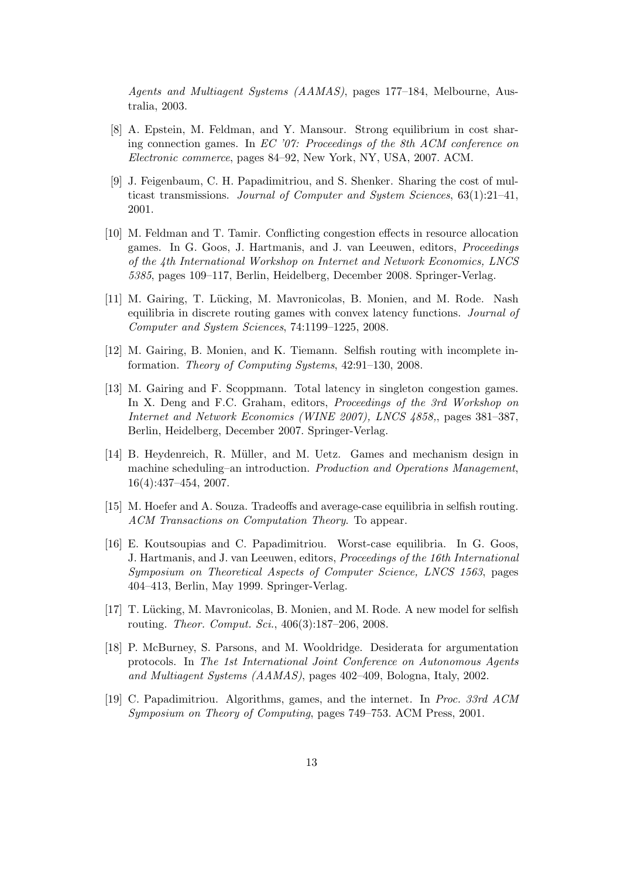*Agents and Multiagent Systems (AAMAS)*, pages 177–184, Melbourne, Australia, 2003.

[8] A. Epstein, M. Feldman, and Y. Mansour. Strong equilibrium in cost sharing connection games. In *EC '07: Proceedings of the 8th ACM conference on Electronic commerce*, pages 84–92, New York, NY, USA, 2007. ACM.

[9] J. Feigenbaum, C. H. Papadimitriou, and S. Shenker. Sharing the cost of multicast transmissions. *Journal of Computer and System Sciences*, 63(1):21–41, 2001.

[10] M. Feldman and T. Tamir. Conflicting congestion effects in resource allocation games. In G. Goos, J. Hartmanis, and J. van Leeuwen, editors, *Proceedings of the 4th International Workshop on Internet and Network Economics, LNCS 5385*, pages 109–117, Berlin, Heidelberg, December 2008. Springer-Verlag.

[11] M. Gairing, T. Lücking, M. Mavronicolas, B. Monien, and M. Rode. Nash equilibria in discrete routing games with convex latency functions. *Journal of Computer and System Sciences*, 74:1199–1225, 2008.

[12] M. Gairing, B. Monien, and K. Tiemann. Selfish routing with incomplete information. *Theory of Computing Systems*, 42:91–130, 2008.

[13] M. Gairing and F. Scoppmann. Total latency in singleton congestion games. In X. Deng and F.C. Graham, editors, *Proceedings of the 3rd Workshop on Internet and Network Economics (WINE 2007), LNCS 4858,*, pages 381–387, Berlin, Heidelberg, December 2007. Springer-Verlag.

[14] B. Heydenreich, R. Müller, and M. Uetz. Games and mechanism design in machine scheduling–an introduction. *Production and Operations Management*, 16(4):437–454, 2007.

[15] M. Hoefer and A. Souza. Tradeoffs and average-case equilibria in selfish routing. *ACM Transactions on Computation Theory*. To appear.

[16] E. Koutsoupias and C. Papadimitriou. Worst-case equilibria. In G. Goos, J. Hartmanis, and J. van Leeuwen, editors, *Proceedings of the 16th International Symposium on Theoretical Aspects of Computer Science, LNCS 1563*, pages 404–413, Berlin, May 1999. Springer-Verlag.

[17] T. Lücking, M. Mavronicolas, B. Monien, and M. Rode. A new model for selfish routing. *Theor. Comput. Sci.*, 406(3):187–206, 2008.

[18] P. McBurney, S. Parsons, and M. Wooldridge. Desiderata for argumentation protocols. In *The 1st International Joint Conference on Autonomous Agents and Multiagent Systems (AAMAS)*, pages 402–409, Bologna, Italy, 2002.

[19] C. Papadimitriou. Algorithms, games, and the internet. In *Proc. 33rd ACM Symposium on Theory of Computing*, pages 749–753. ACM Press, 2001.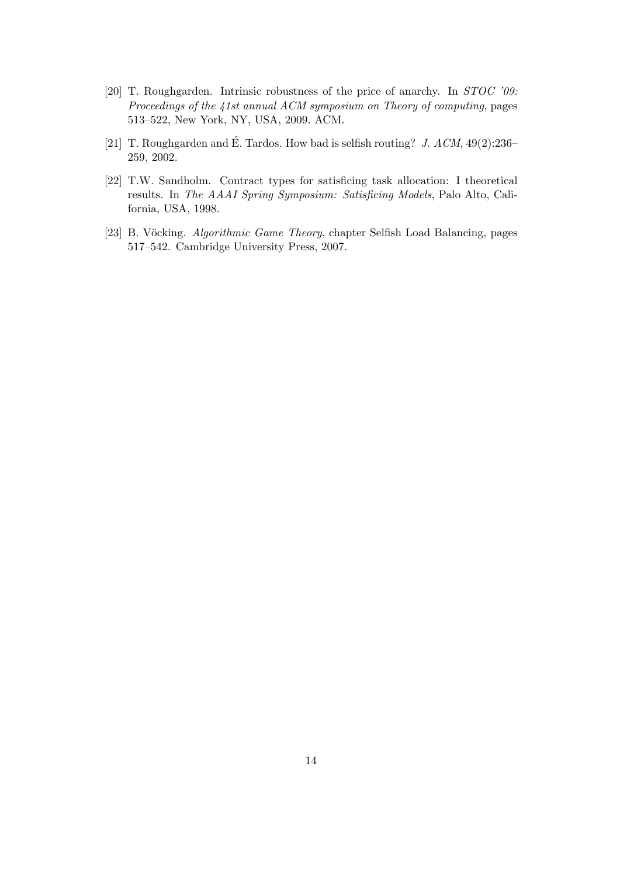[20] T. Roughgarden. Intrinsic robustness of the price of anarchy. In *STOC '09: Proceedings of the 41st annual ACM symposium on Theory of computing*, pages 513–522, New York, NY, USA, 2009. ACM.

[21] T. Roughgarden and É. Tardos. How bad is selfish routing? *J. ACM*, 49(2):236–259, 2002.

[22] T.W. Sandholm. Contract types for satisficing task allocation: I theoretical results. In *The AAAI Spring Symposium: Satisficing Models*, Palo Alto, California, USA, 1998.

[23] B. Vöcking. *Algorithmic Game Theory*, chapter Selfish Load Balancing, pages 517–542. Cambridge University Press, 2007.